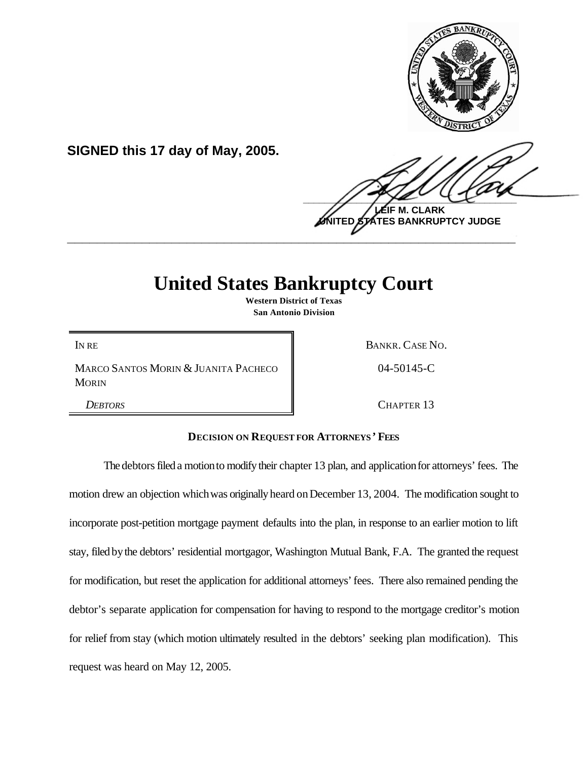**SIGNED this 17 day of May, 2005.**

LEIF M. CLARK
UNITED STATES BANKRUPTCY JUDGE

# United States Bankruptcy Court

**Western District of Texas**
**San Antonio Division**

| | |
|---|---|
| IN RE | BANKR. CASE NO. |
| MARCO SANTOS MORIN & JUANITA PACHECO MORIN | 04-50145-C |
| *DEBTORS* | CHAPTER 13 |

**DECISION ON REQUEST FOR ATTORNEYS' FEES**

The debtors filed a motion to modify their chapter 13 plan, and application for attorneys' fees. The motion drew an objection which was originally heard on December 13, 2004. The modification sought to incorporate post-petition mortgage payment defaults into the plan, in response to an earlier motion to lift stay, filed by the debtors' residential mortgagor, Washington Mutual Bank, F.A. The granted the request for modification, but reset the application for additional attorneys' fees. There also remained pending the debtor's separate application for compensation for having to respond to the mortgage creditor's motion for relief from stay (which motion ultimately resulted in the debtors' seeking plan modification). This request was heard on May 12, 2005.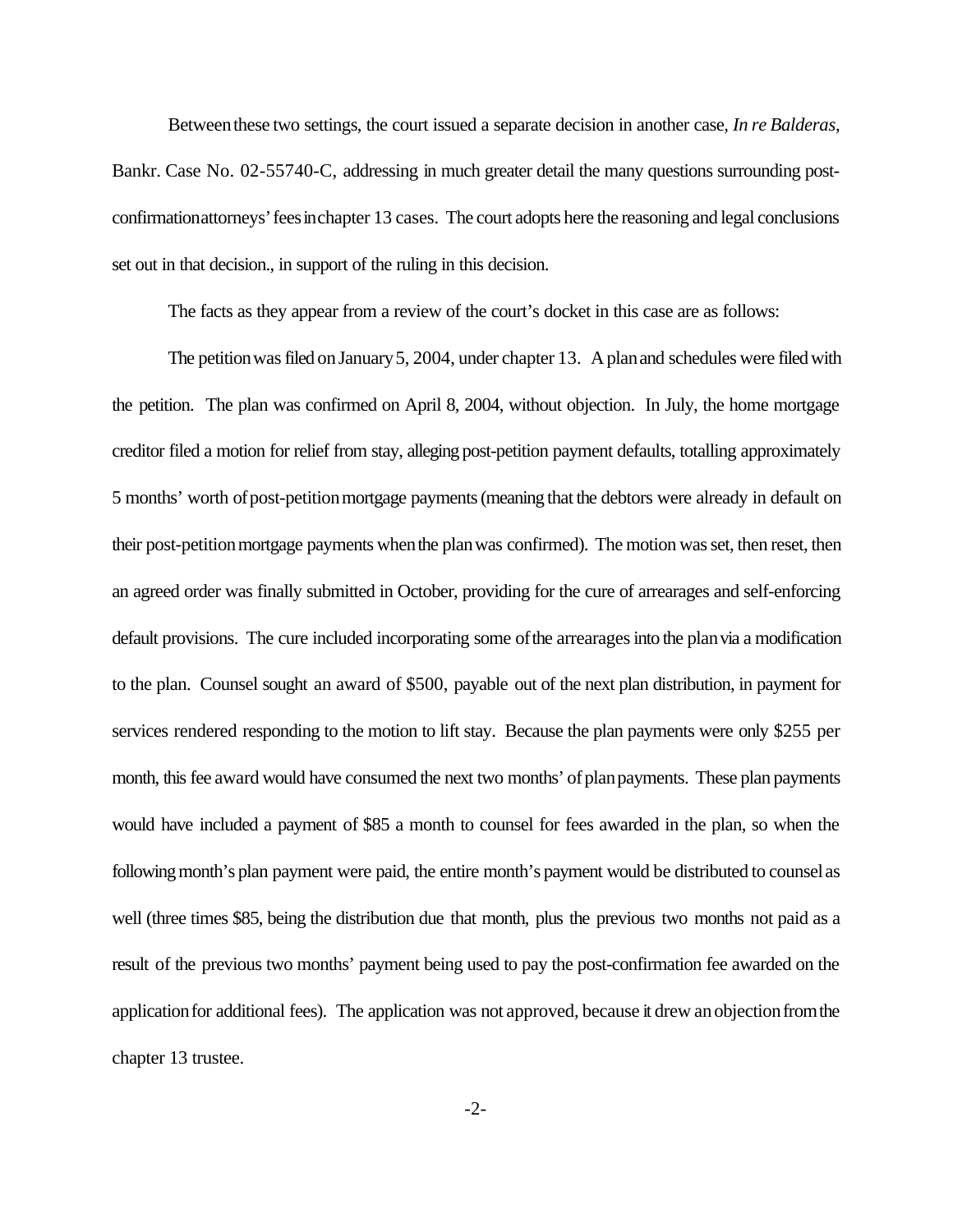Between these two settings, the court issued a separate decision in another case, *In re Balderas*, Bankr. Case No. 02-55740-C, addressing in much greater detail the many questions surrounding post-confirmation attorneys' fees in chapter 13 cases. The court adopts here the reasoning and legal conclusions set out in that decision., in support of the ruling in this decision.

The facts as they appear from a review of the court's docket in this case are as follows:

The petition was filed on January 5, 2004, under chapter 13. A plan and schedules were filed with the petition. The plan was confirmed on April 8, 2004, without objection. In July, the home mortgage creditor filed a motion for relief from stay, alleging post-petition payment defaults, totalling approximately 5 months' worth of post-petition mortgage payments (meaning that the debtors were already in default on their post-petition mortgage payments when the plan was confirmed). The motion was set, then reset, then an agreed order was finally submitted in October, providing for the cure of arrearages and self-enforcing default provisions. The cure included incorporating some of the arrearages into the plan via a modification to the plan. Counsel sought an award of $500, payable out of the next plan distribution, in payment for services rendered responding to the motion to lift stay. Because the plan payments were only $255 per month, this fee award would have consumed the next two months' of plan payments. These plan payments would have included a payment of $85 a month to counsel for fees awarded in the plan, so when the following month's plan payment were paid, the entire month's payment would be distributed to counsel as well (three times $85, being the distribution due that month, plus the previous two months not paid as a result of the previous two months' payment being used to pay the post-confirmation fee awarded on the application for additional fees). The application was not approved, because it drew an objection from the chapter 13 trustee.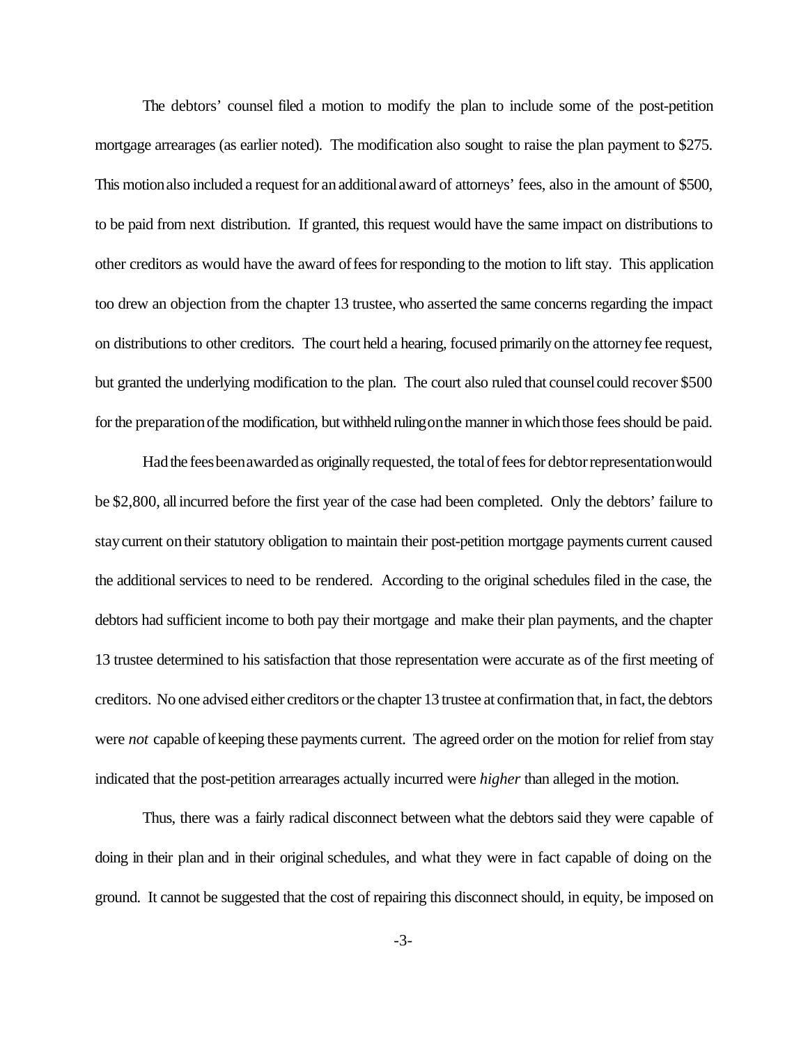The debtors' counsel filed a motion to modify the plan to include some of the post-petition mortgage arrearages (as earlier noted). The modification also sought to raise the plan payment to $275. This motion also included a request for an additional award of attorneys' fees, also in the amount of $500, to be paid from next distribution. If granted, this request would have the same impact on distributions to other creditors as would have the award of fees for responding to the motion to lift stay. This application too drew an objection from the chapter 13 trustee, who asserted the same concerns regarding the impact on distributions to other creditors. The court held a hearing, focused primarily on the attorney fee request, but granted the underlying modification to the plan. The court also ruled that counsel could recover $500 for the preparation of the modification, but withheld ruling on the manner in which those fees should be paid.

Had the fees been awarded as originally requested, the total of fees for debtor representation would be $2,800, all incurred before the first year of the case had been completed. Only the debtors' failure to stay current on their statutory obligation to maintain their post-petition mortgage payments current caused the additional services to need to be rendered. According to the original schedules filed in the case, the debtors had sufficient income to both pay their mortgage and make their plan payments, and the chapter 13 trustee determined to his satisfaction that those representation were accurate as of the first meeting of creditors. No one advised either creditors or the chapter 13 trustee at confirmation that, in fact, the debtors were *not* capable of keeping these payments current. The agreed order on the motion for relief from stay indicated that the post-petition arrearages actually incurred were *higher* than alleged in the motion.

Thus, there was a fairly radical disconnect between what the debtors said they were capable of doing in their plan and in their original schedules, and what they were in fact capable of doing on the ground. It cannot be suggested that the cost of repairing this disconnect should, in equity, be imposed on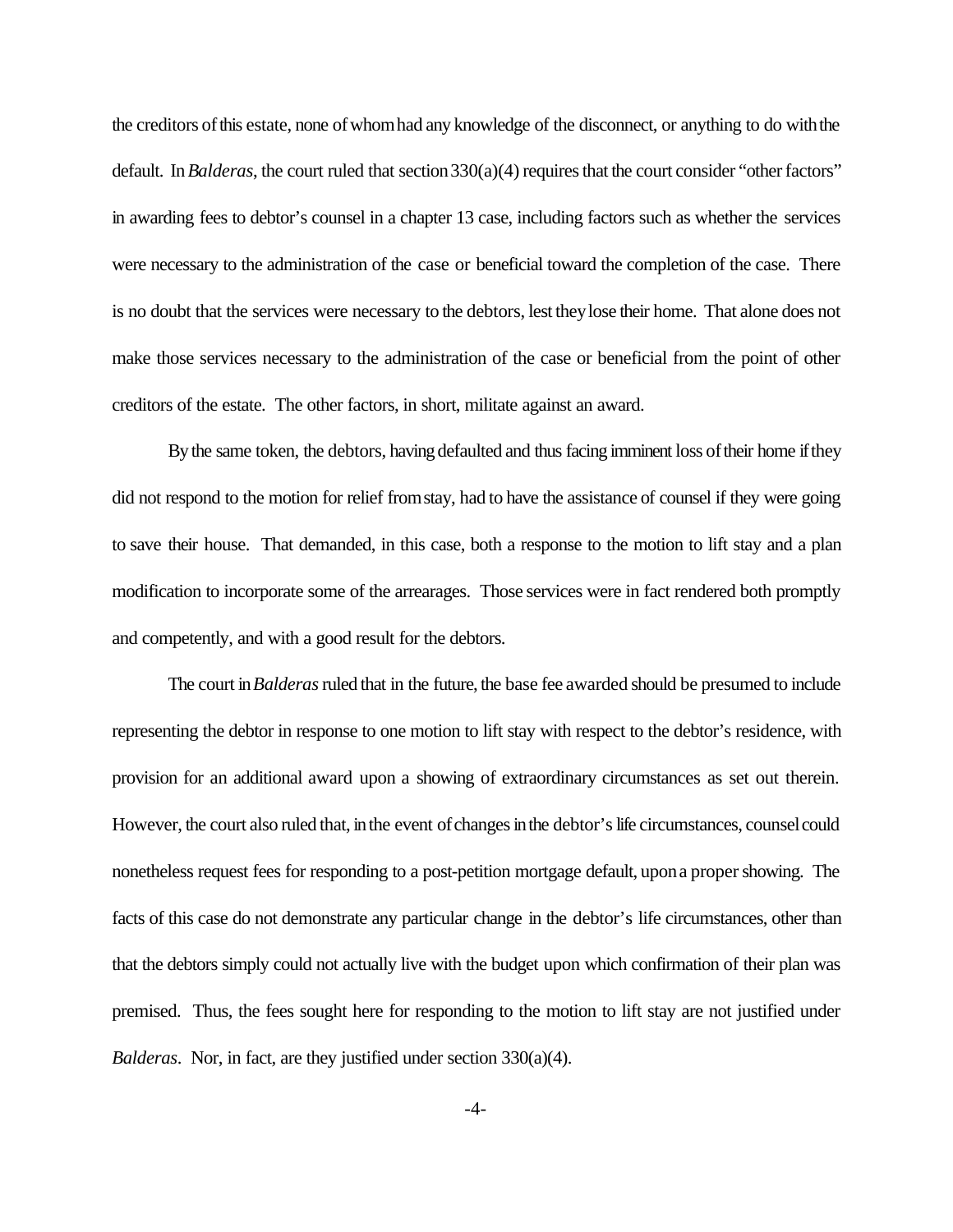the creditors of this estate, none of whom had any knowledge of the disconnect, or anything to do with the default. In *Balderas*, the court ruled that section 330(a)(4) requires that the court consider "other factors" in awarding fees to debtor's counsel in a chapter 13 case, including factors such as whether the services were necessary to the administration of the case or beneficial toward the completion of the case. There is no doubt that the services were necessary to the debtors, lest they lose their home. That alone does not make those services necessary to the administration of the case or beneficial from the point of other creditors of the estate. The other factors, in short, militate against an award.

By the same token, the debtors, having defaulted and thus facing imminent loss of their home if they did not respond to the motion for relief from stay, had to have the assistance of counsel if they were going to save their house. That demanded, in this case, both a response to the motion to lift stay and a plan modification to incorporate some of the arrearages. Those services were in fact rendered both promptly and competently, and with a good result for the debtors.

The court in *Balderas* ruled that in the future, the base fee awarded should be presumed to include representing the debtor in response to one motion to lift stay with respect to the debtor's residence, with provision for an additional award upon a showing of extraordinary circumstances as set out therein. However, the court also ruled that, in the event of changes in the debtor's life circumstances, counsel could nonetheless request fees for responding to a post-petition mortgage default, upon a proper showing. The facts of this case do not demonstrate any particular change in the debtor's life circumstances, other than that the debtors simply could not actually live with the budget upon which confirmation of their plan was premised. Thus, the fees sought here for responding to the motion to lift stay are not justified under *Balderas*. Nor, in fact, are they justified under section 330(a)(4).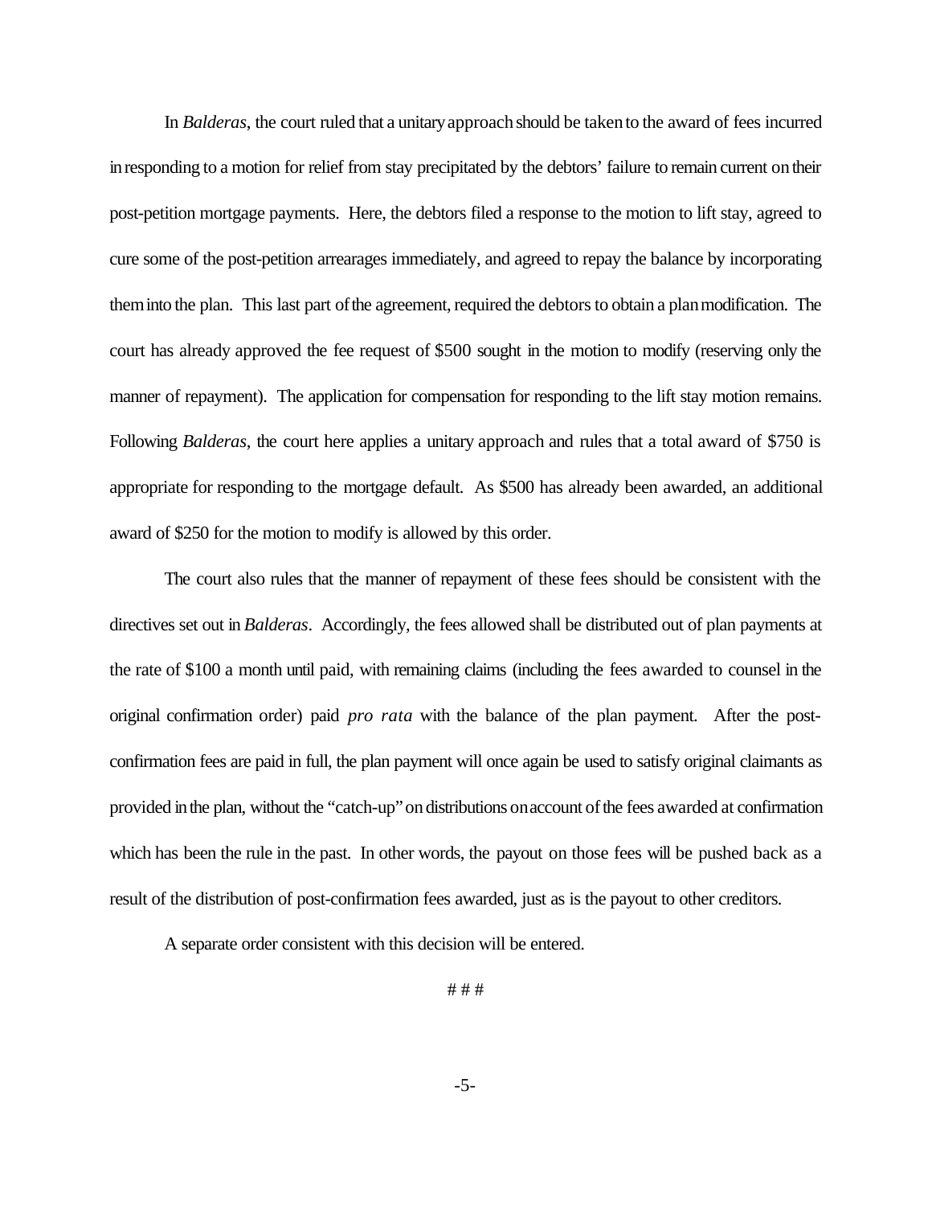In *Balderas*, the court ruled that a unitary approach should be taken to the award of fees incurred in responding to a motion for relief from stay precipitated by the debtors' failure to remain current on their post-petition mortgage payments. Here, the debtors filed a response to the motion to lift stay, agreed to cure some of the post-petition arrearages immediately, and agreed to repay the balance by incorporating them into the plan. This last part of the agreement, required the debtors to obtain a plan modification. The court has already approved the fee request of $500 sought in the motion to modify (reserving only the manner of repayment). The application for compensation for responding to the lift stay motion remains. Following *Balderas*, the court here applies a unitary approach and rules that a total award of $750 is appropriate for responding to the mortgage default. As $500 has already been awarded, an additional award of $250 for the motion to modify is allowed by this order.

The court also rules that the manner of repayment of these fees should be consistent with the directives set out in *Balderas*. Accordingly, the fees allowed shall be distributed out of plan payments at the rate of $100 a month until paid, with remaining claims (including the fees awarded to counsel in the original confirmation order) paid *pro rata* with the balance of the plan payment. After the post-confirmation fees are paid in full, the plan payment will once again be used to satisfy original claimants as provided in the plan, without the "catch-up" on distributions on account of the fees awarded at confirmation which has been the rule in the past. In other words, the payout on those fees will be pushed back as a result of the distribution of post-confirmation fees awarded, just as is the payout to other creditors.

A separate order consistent with this decision will be entered.

# # #